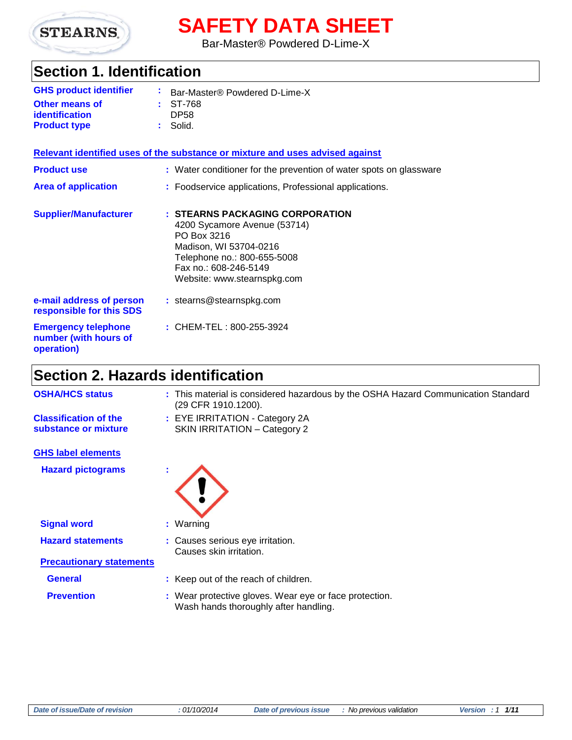# SAFETY DATA SHEET

Bar-Master® Powdered D-Lime-X

## Section 1. Identification

**GHS product identifier** : Bar-Master® Powdered D-Lime-X

**Other means of identification** : ST-768
DP58

**Product type** : Solid.

**Relevant identified uses of the substance or mixture and uses advised against**

**Product use** : Water conditioner for the prevention of water spots on glassware

**Area of application** : Foodservice applications, Professional applications.

**Supplier/Manufacturer** : **STEARNS PACKAGING CORPORATION**
4200 Sycamore Avenue (53714)
PO Box 3216
Madison, WI 53704-0216
Telephone no.: 800-655-5008
Fax no.: 608-246-5149
Website: www.stearnspkg.com

**e-mail address of person responsible for this SDS** : stearns@stearnspkg.com

**Emergency telephone number (with hours of operation)** : CHEM-TEL : 800-255-3924

## Section 2. Hazards identification

**OSHA/HCS status** : This material is considered hazardous by the OSHA Hazard Communication Standard (29 CFR 1910.1200).

**Classification of the substance or mixture** : EYE IRRITATION - Category 2A
SKIN IRRITATION – Category 2

**GHS label elements**

**Hazard pictograms** :

**Signal word** : Warning

**Hazard statements** : Causes serious eye irritation.
Causes skin irritation.

**Precautionary statements**

**General** : Keep out of the reach of children.

**Prevention** : Wear protective gloves. Wear eye or face protection.
Wash hands thoroughly after handling.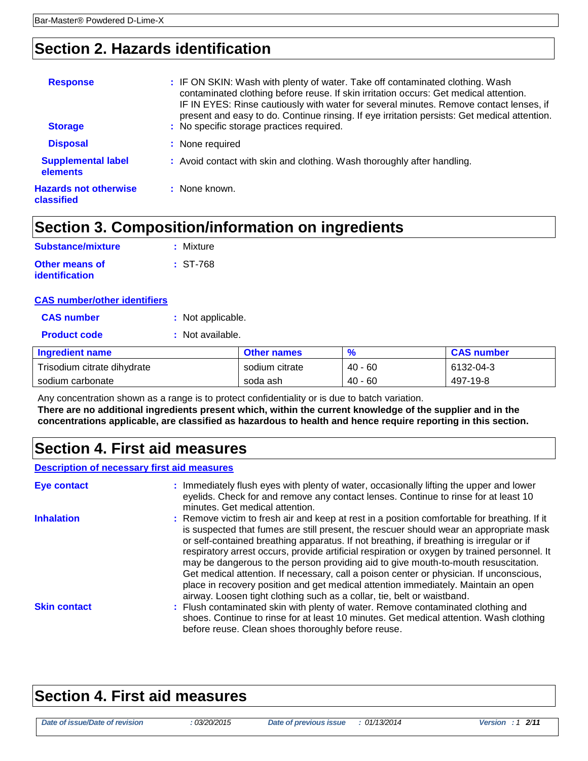## Section 2. Hazards identification

**Response** : IF ON SKIN: Wash with plenty of water. Take off contaminated clothing. Wash contaminated clothing before reuse. If skin irritation occurs: Get medical attention. IF IN EYES: Rinse cautiously with water for several minutes. Remove contact lenses, if present and easy to do. Continue rinsing. If eye irritation persists: Get medical attention.

**Storage** : No specific storage practices required.

**Disposal** : None required

**Supplemental label elements** : Avoid contact with skin and clothing. Wash thoroughly after handling.

**Hazards not otherwise classified** : None known.

## Section 3. Composition/information on ingredients

**Substance/mixture** : Mixture

**Other means of identification** : ST-768

**CAS number/other identifiers**

**CAS number** : Not applicable.

**Product code** : Not available.

| Ingredient name | Other names | % | CAS number |
|---|---|---|---|
| Trisodium citrate dihydrate | sodium citrate | 40 - 60 | 6132-04-3 |
| sodium carbonate | soda ash | 40 - 60 | 497-19-8 |

Any concentration shown as a range is to protect confidentiality or is due to batch variation.

**There are no additional ingredients present which, within the current knowledge of the supplier and in the concentrations applicable, are classified as hazardous to health and hence require reporting in this section.**

## Section 4. First aid measures

**Description of necessary first aid measures**

**Eye contact** : Immediately flush eyes with plenty of water, occasionally lifting the upper and lower eyelids. Check for and remove any contact lenses. Continue to rinse for at least 10 minutes. Get medical attention.

**Inhalation** : Remove victim to fresh air and keep at rest in a position comfortable for breathing. If it is suspected that fumes are still present, the rescuer should wear an appropriate mask or self-contained breathing apparatus. If not breathing, if breathing is irregular or if respiratory arrest occurs, provide artificial respiration or oxygen by trained personnel. It may be dangerous to the person providing aid to give mouth-to-mouth resuscitation. Get medical attention. If necessary, call a poison center or physician. If unconscious, place in recovery position and get medical attention immediately. Maintain an open airway. Loosen tight clothing such as a collar, tie, belt or waistband.

**Skin contact** : Flush contaminated skin with plenty of water. Remove contaminated clothing and shoes. Continue to rinse for at least 10 minutes. Get medical attention. Wash clothing before reuse. Clean shoes thoroughly before reuse.

## Section 4. First aid measures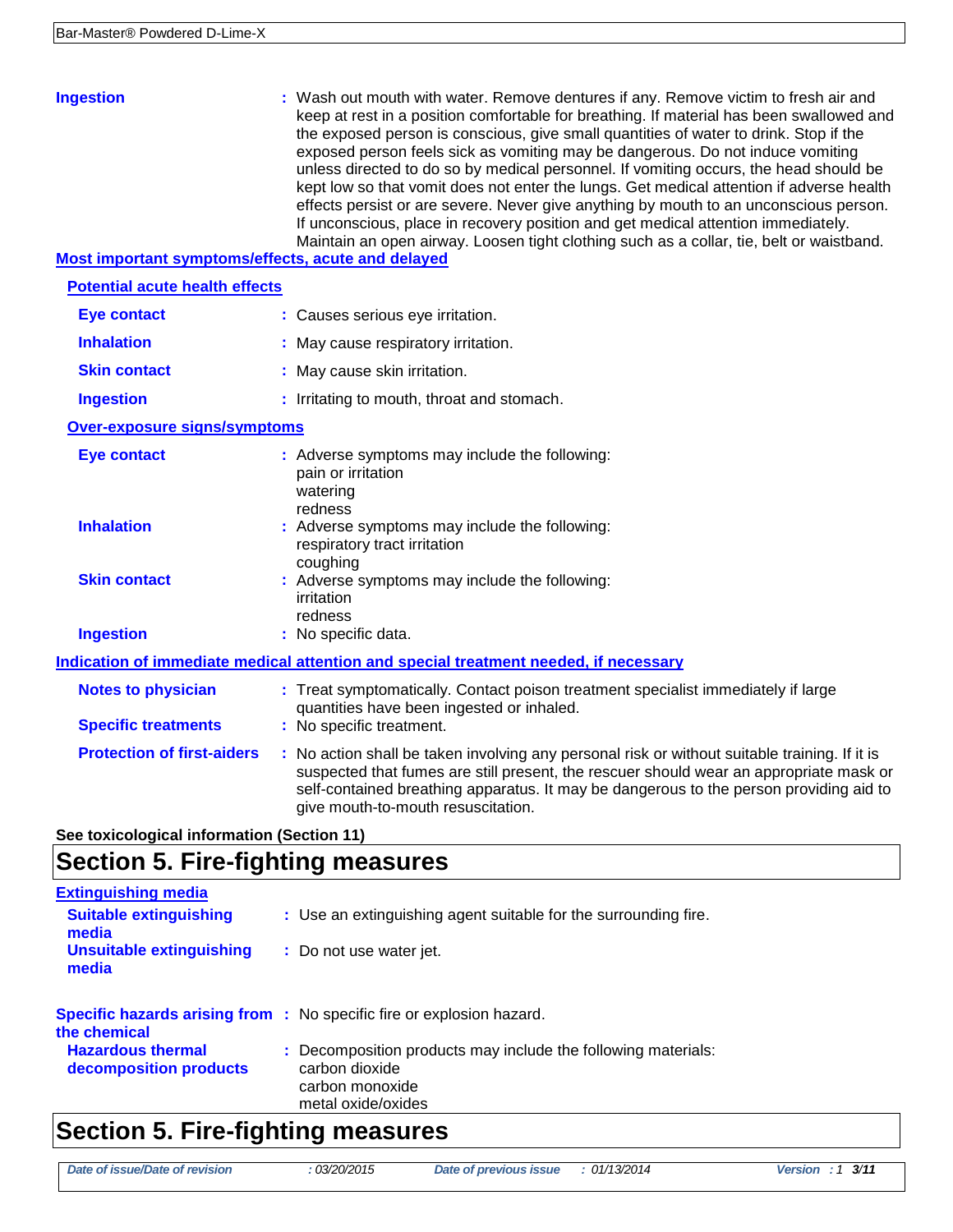**Ingestion** : Wash out mouth with water. Remove dentures if any. Remove victim to fresh air and keep at rest in a position comfortable for breathing. If material has been swallowed and the exposed person is conscious, give small quantities of water to drink. Stop if the exposed person feels sick as vomiting may be dangerous. Do not induce vomiting unless directed to do so by medical personnel. If vomiting occurs, the head should be kept low so that vomit does not enter the lungs. Get medical attention if adverse health effects persist or are severe. Never give anything by mouth to an unconscious person. If unconscious, place in recovery position and get medical attention immediately. Maintain an open airway. Loosen tight clothing such as a collar, tie, belt or waistband.

### Most important symptoms/effects, acute and delayed

#### Potential acute health effects

**Eye contact** : Causes serious eye irritation.

**Inhalation** : May cause respiratory irritation.

**Skin contact** : May cause skin irritation.

**Ingestion** : Irritating to mouth, throat and stomach.

#### Over-exposure signs/symptoms

**Eye contact** : Adverse symptoms may include the following:
pain or irritation
watering
redness

**Inhalation** : Adverse symptoms may include the following:
respiratory tract irritation
coughing

**Skin contact** : Adverse symptoms may include the following:
irritation
redness

**Ingestion** : No specific data.

### Indication of immediate medical attention and special treatment needed, if necessary

**Notes to physician** : Treat symptomatically. Contact poison treatment specialist immediately if large quantities have been ingested or inhaled.

**Specific treatments** : No specific treatment.

**Protection of first-aiders** : No action shall be taken involving any personal risk or without suitable training. If it is suspected that fumes are still present, the rescuer should wear an appropriate mask or self-contained breathing apparatus. It may be dangerous to the person providing aid to give mouth-to-mouth resuscitation.

**See toxicological information (Section 11)**

# Section 5. Fire-fighting measures

### Extinguishing media

**Suitable extinguishing media** : Use an extinguishing agent suitable for the surrounding fire.

**Unsuitable extinguishing media** : Do not use water jet.

**Specific hazards arising from the chemical** : No specific fire or explosion hazard.

**Hazardous thermal decomposition products** : Decomposition products may include the following materials:
carbon dioxide
carbon monoxide
metal oxide/oxides

# Section 5. Fire-fighting measures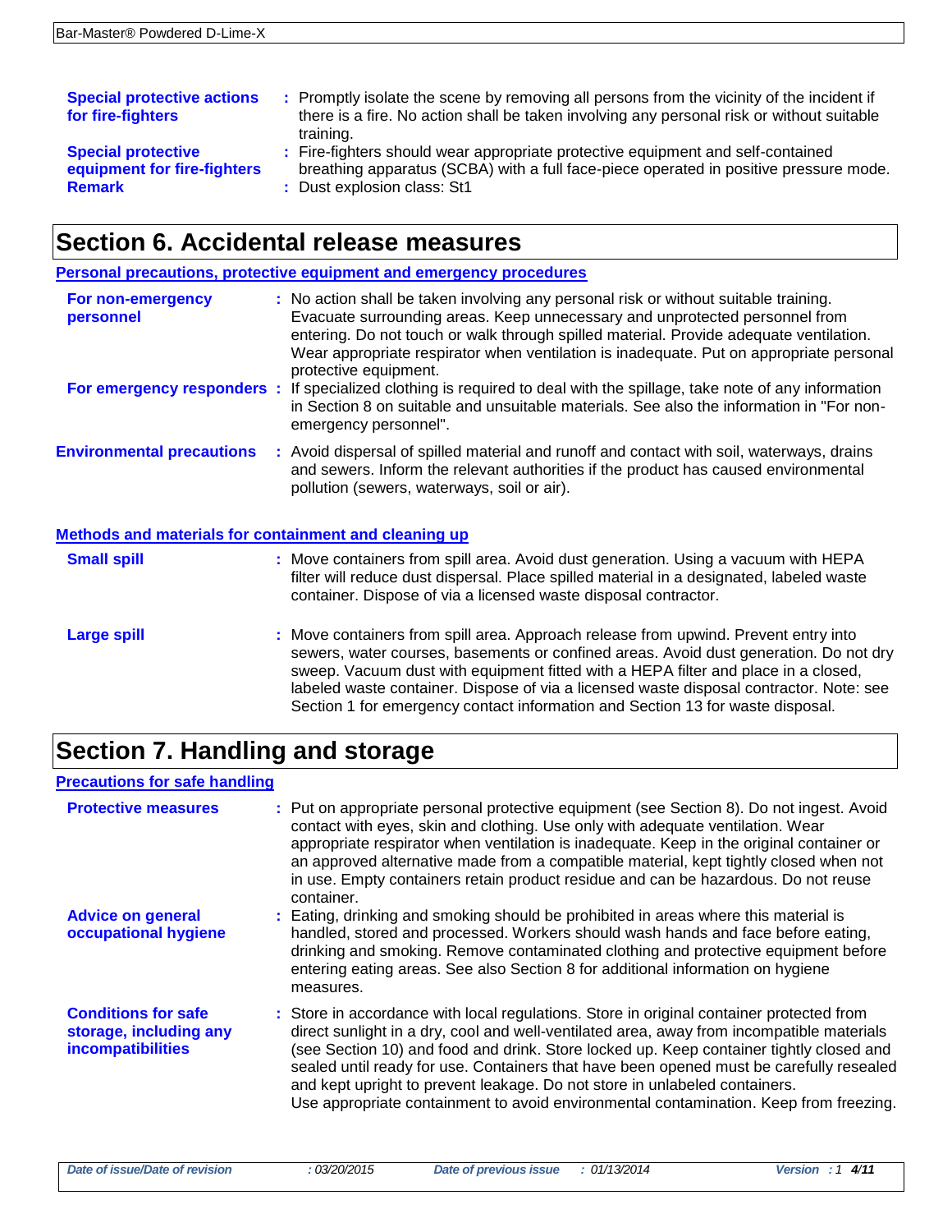**Special protective actions for fire-fighters** : Promptly isolate the scene by removing all persons from the vicinity of the incident if there is a fire. No action shall be taken involving any personal risk or without suitable training.

**Special protective equipment for fire-fighters** : Fire-fighters should wear appropriate protective equipment and self-contained breathing apparatus (SCBA) with a full face-piece operated in positive pressure mode.

**Remark** : Dust explosion class: St1

# Section 6. Accidental release measures

## Personal precautions, protective equipment and emergency procedures

**For non-emergency personnel** : No action shall be taken involving any personal risk or without suitable training. Evacuate surrounding areas. Keep unnecessary and unprotected personnel from entering. Do not touch or walk through spilled material. Provide adequate ventilation. Wear appropriate respirator when ventilation is inadequate. Put on appropriate personal protective equipment.

**For emergency responders** : If specialized clothing is required to deal with the spillage, take note of any information in Section 8 on suitable and unsuitable materials. See also the information in "For non-emergency personnel".

**Environmental precautions** : Avoid dispersal of spilled material and runoff and contact with soil, waterways, drains and sewers. Inform the relevant authorities if the product has caused environmental pollution (sewers, waterways, soil or air).

## Methods and materials for containment and cleaning up

**Small spill** : Move containers from spill area. Avoid dust generation. Using a vacuum with HEPA filter will reduce dust dispersal. Place spilled material in a designated, labeled waste container. Dispose of via a licensed waste disposal contractor.

**Large spill** : Move containers from spill area. Approach release from upwind. Prevent entry into sewers, water courses, basements or confined areas. Avoid dust generation. Do not dry sweep. Vacuum dust with equipment fitted with a HEPA filter and place in a closed, labeled waste container. Dispose of via a licensed waste disposal contractor. Note: see Section 1 for emergency contact information and Section 13 for waste disposal.

# Section 7. Handling and storage

## Precautions for safe handling

**Protective measures** : Put on appropriate personal protective equipment (see Section 8). Do not ingest. Avoid contact with eyes, skin and clothing. Use only with adequate ventilation. Wear appropriate respirator when ventilation is inadequate. Keep in the original container or an approved alternative made from a compatible material, kept tightly closed when not in use. Empty containers retain product residue and can be hazardous. Do not reuse container.

**Advice on general occupational hygiene** : Eating, drinking and smoking should be prohibited in areas where this material is handled, stored and processed. Workers should wash hands and face before eating, drinking and smoking. Remove contaminated clothing and protective equipment before entering eating areas. See also Section 8 for additional information on hygiene measures.

**Conditions for safe storage, including any incompatibilities** : Store in accordance with local regulations. Store in original container protected from direct sunlight in a dry, cool and well-ventilated area, away from incompatible materials (see Section 10) and food and drink. Store locked up. Keep container tightly closed and sealed until ready for use. Containers that have been opened must be carefully resealed and kept upright to prevent leakage. Do not store in unlabeled containers.
Use appropriate containment to avoid environmental contamination. Keep from freezing.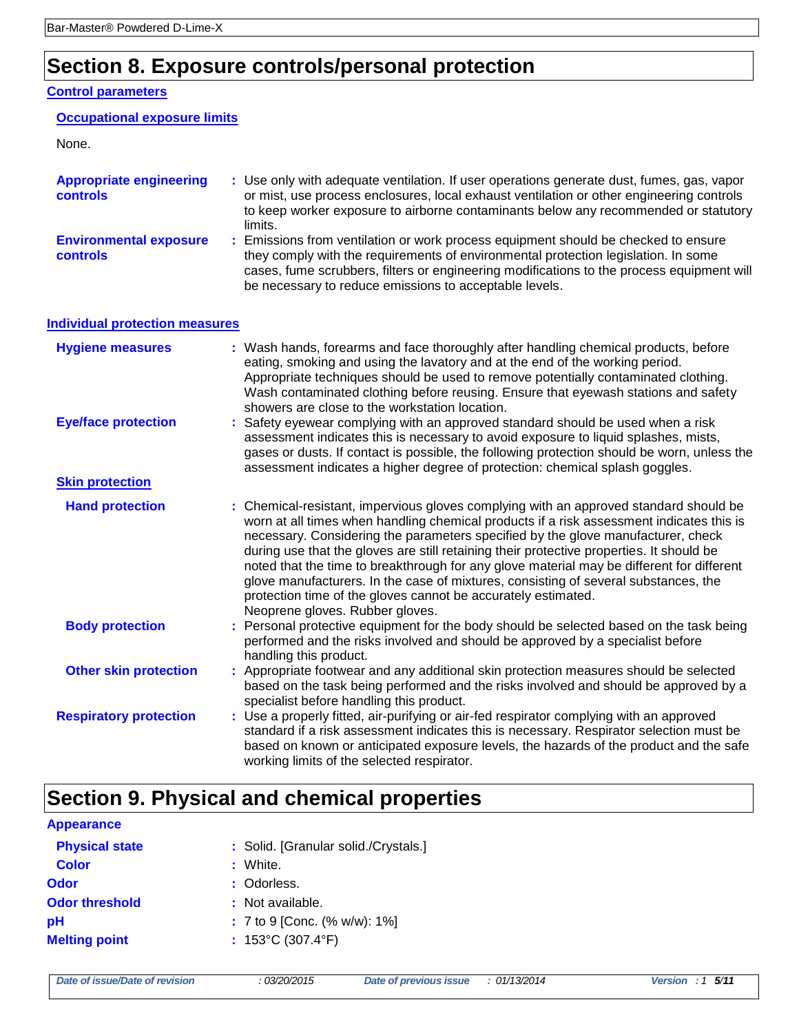## Section 8. Exposure controls/personal protection

### Control parameters

#### Occupational exposure limits

None.

**Appropriate engineering controls** : Use only with adequate ventilation. If user operations generate dust, fumes, gas, vapor or mist, use process enclosures, local exhaust ventilation or other engineering controls to keep worker exposure to airborne contaminants below any recommended or statutory limits.

**Environmental exposure controls** : Emissions from ventilation or work process equipment should be checked to ensure they comply with the requirements of environmental protection legislation. In some cases, fume scrubbers, filters or engineering modifications to the process equipment will be necessary to reduce emissions to acceptable levels.

### Individual protection measures

**Hygiene measures** : Wash hands, forearms and face thoroughly after handling chemical products, before eating, smoking and using the lavatory and at the end of the working period. Appropriate techniques should be used to remove potentially contaminated clothing. Wash contaminated clothing before reusing. Ensure that eyewash stations and safety showers are close to the workstation location.

**Eye/face protection** : Safety eyewear complying with an approved standard should be used when a risk assessment indicates this is necessary to avoid exposure to liquid splashes, mists, gases or dusts. If contact is possible, the following protection should be worn, unless the assessment indicates a higher degree of protection: chemical splash goggles.

#### Skin protection

**Hand protection** : Chemical-resistant, impervious gloves complying with an approved standard should be worn at all times when handling chemical products if a risk assessment indicates this is necessary. Considering the parameters specified by the glove manufacturer, check during use that the gloves are still retaining their protective properties. It should be noted that the time to breakthrough for any glove material may be different for different glove manufacturers. In the case of mixtures, consisting of several substances, the protection time of the gloves cannot be accurately estimated.
Neoprene gloves. Rubber gloves.

**Body protection** : Personal protective equipment for the body should be selected based on the task being performed and the risks involved and should be approved by a specialist before handling this product.

**Other skin protection** : Appropriate footwear and any additional skin protection measures should be selected based on the task being performed and the risks involved and should be approved by a specialist before handling this product.

**Respiratory protection** : Use a properly fitted, air-purifying or air-fed respirator complying with an approved standard if a risk assessment indicates this is necessary. Respirator selection must be based on known or anticipated exposure levels, the hazards of the product and the safe working limits of the selected respirator.

## Section 9. Physical and chemical properties

### Appearance

**Physical state** : Solid. [Granular solid./Crystals.]

**Color** : White.

**Odor** : Odorless.

**Odor threshold** : Not available.

**pH** : 7 to 9 [Conc. (% w/w): 1%]

**Melting point** : 153°C (307.4°F)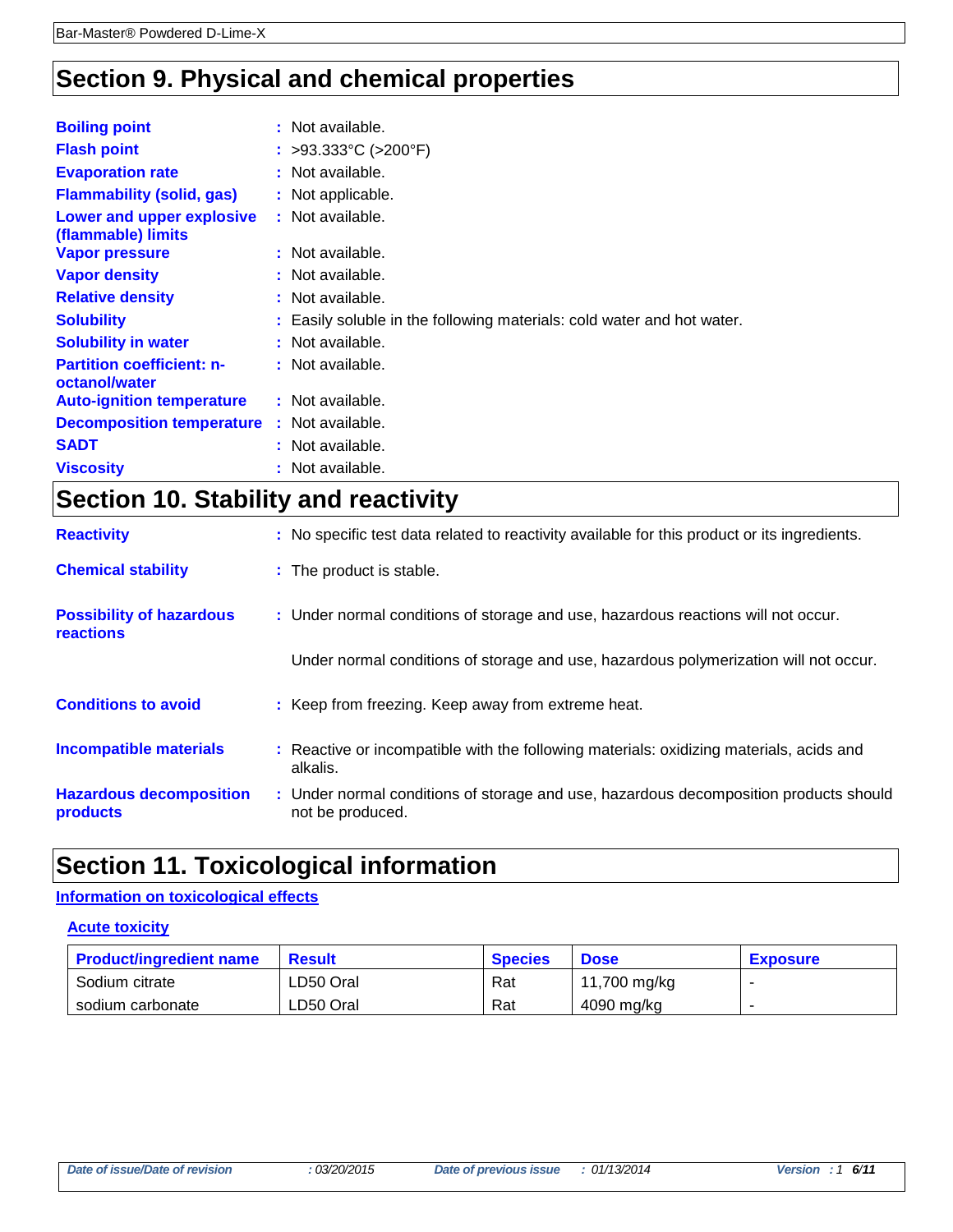## Section 9. Physical and chemical properties

**Boiling point** : Not available.

**Flash point** : >93.333°C (>200°F)

**Evaporation rate** : Not available.

**Flammability (solid, gas)** : Not applicable.

**Lower and upper explosive (flammable) limits** : Not available.

**Vapor pressure** : Not available.

**Vapor density** : Not available.

**Relative density** : Not available.

**Solubility** : Easily soluble in the following materials: cold water and hot water.

**Solubility in water** : Not available.

**Partition coefficient: n-octanol/water** : Not available.

**Auto-ignition temperature** : Not available.

**Decomposition temperature** : Not available.

**SADT** : Not available.

**Viscosity** : Not available.

## Section 10. Stability and reactivity

**Reactivity** : No specific test data related to reactivity available for this product or its ingredients.

**Chemical stability** : The product is stable.

**Possibility of hazardous reactions** : Under normal conditions of storage and use, hazardous reactions will not occur.

Under normal conditions of storage and use, hazardous polymerization will not occur.

**Conditions to avoid** : Keep from freezing. Keep away from extreme heat.

**Incompatible materials** : Reactive or incompatible with the following materials: oxidizing materials, acids and alkalis.

**Hazardous decomposition products** : Under normal conditions of storage and use, hazardous decomposition products should not be produced.

## Section 11. Toxicological information

### Information on toxicological effects

#### Acute toxicity

| Product/ingredient name | Result | Species | Dose | Exposure |
|---|---|---|---|---|
| Sodium citrate | LD50 Oral | Rat | 11,700 mg/kg | - |
| sodium carbonate | LD50 Oral | Rat | 4090 mg/kg | - |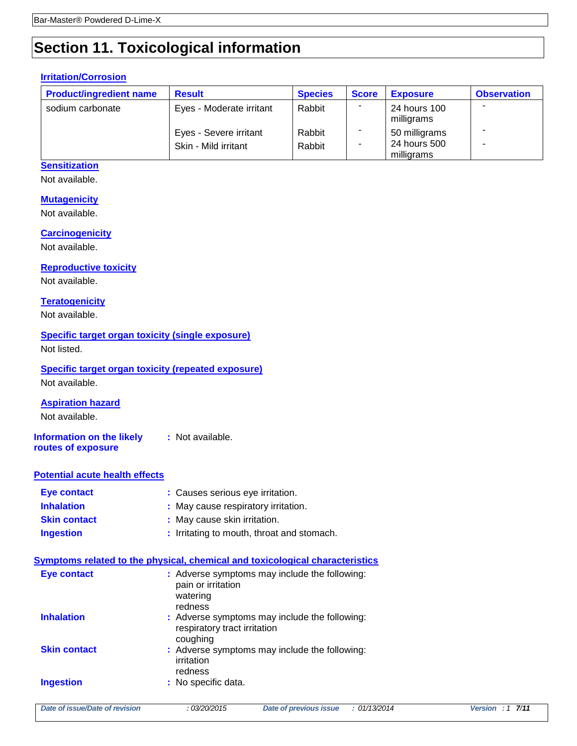# Section 11. Toxicological information

### Irritation/Corrosion

| Product/ingredient name | Result | Species | Score | Exposure | Observation |
|---|---|---|---|---|---|
| sodium carbonate | Eyes - Moderate irritant | Rabbit | - | 24 hours 100 milligrams | - |
| | Eyes - Severe irritant | Rabbit | - | 50 milligrams | - |
| | Skin - Mild irritant | Rabbit | - | 24 hours 500 milligrams | - |

### Sensitization

Not available.

### Mutagenicity

Not available.

### Carcinogenicity

Not available.

### Reproductive toxicity

Not available.

### Teratogenicity

Not available.

### Specific target organ toxicity (single exposure)

Not listed.

### Specific target organ toxicity (repeated exposure)

Not available.

### Aspiration hazard

Not available.

**Information on the likely routes of exposure** : Not available.

### Potential acute health effects

**Eye contact** : Causes serious eye irritation.

**Inhalation** : May cause respiratory irritation.

**Skin contact** : May cause skin irritation.

**Ingestion** : Irritating to mouth, throat and stomach.

### Symptoms related to the physical, chemical and toxicological characteristics

**Eye contact** : Adverse symptoms may include the following:
pain or irritation
watering
redness

**Inhalation** : Adverse symptoms may include the following:
respiratory tract irritation
coughing

**Skin contact** : Adverse symptoms may include the following:
irritation
redness

**Ingestion** : No specific data.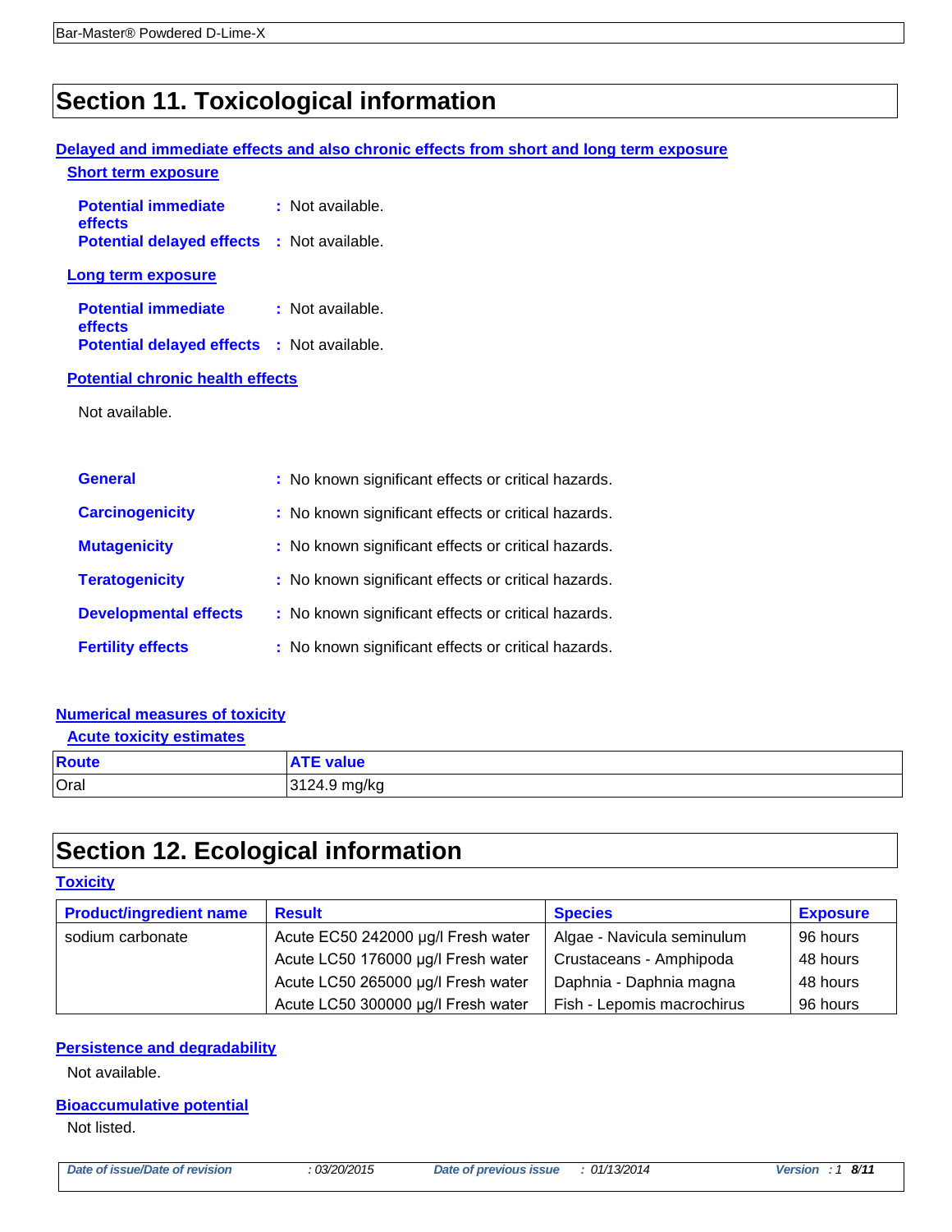## Section 11. Toxicological information

### Delayed and immediate effects and also chronic effects from short and long term exposure

#### Short term exposure

**Potential immediate effects** : Not available.

**Potential delayed effects** : Not available.

#### Long term exposure

**Potential immediate effects** : Not available.

**Potential delayed effects** : Not available.

#### Potential chronic health effects

Not available.

**General** : No known significant effects or critical hazards.

**Carcinogenicity** : No known significant effects or critical hazards.

**Mutagenicity** : No known significant effects or critical hazards.

**Teratogenicity** : No known significant effects or critical hazards.

**Developmental effects** : No known significant effects or critical hazards.

**Fertility effects** : No known significant effects or critical hazards.

### Numerical measures of toxicity

#### Acute toxicity estimates

| Route | ATE value |
|---|---|
| Oral | 3124.9 mg/kg |

## Section 12. Ecological information

### Toxicity

| Product/ingredient name | Result | Species | Exposure |
|---|---|---|---|
| sodium carbonate | Acute EC50 242000 µg/l Fresh water | Algae - Navicula seminulum | 96 hours |
| | Acute LC50 176000 µg/l Fresh water | Crustaceans - Amphipoda | 48 hours |
| | Acute LC50 265000 µg/l Fresh water | Daphnia - Daphnia magna | 48 hours |
| | Acute LC50 300000 µg/l Fresh water | Fish - Lepomis macrochirus | 96 hours |

### Persistence and degradability

Not available.

### Bioaccumulative potential

Not listed.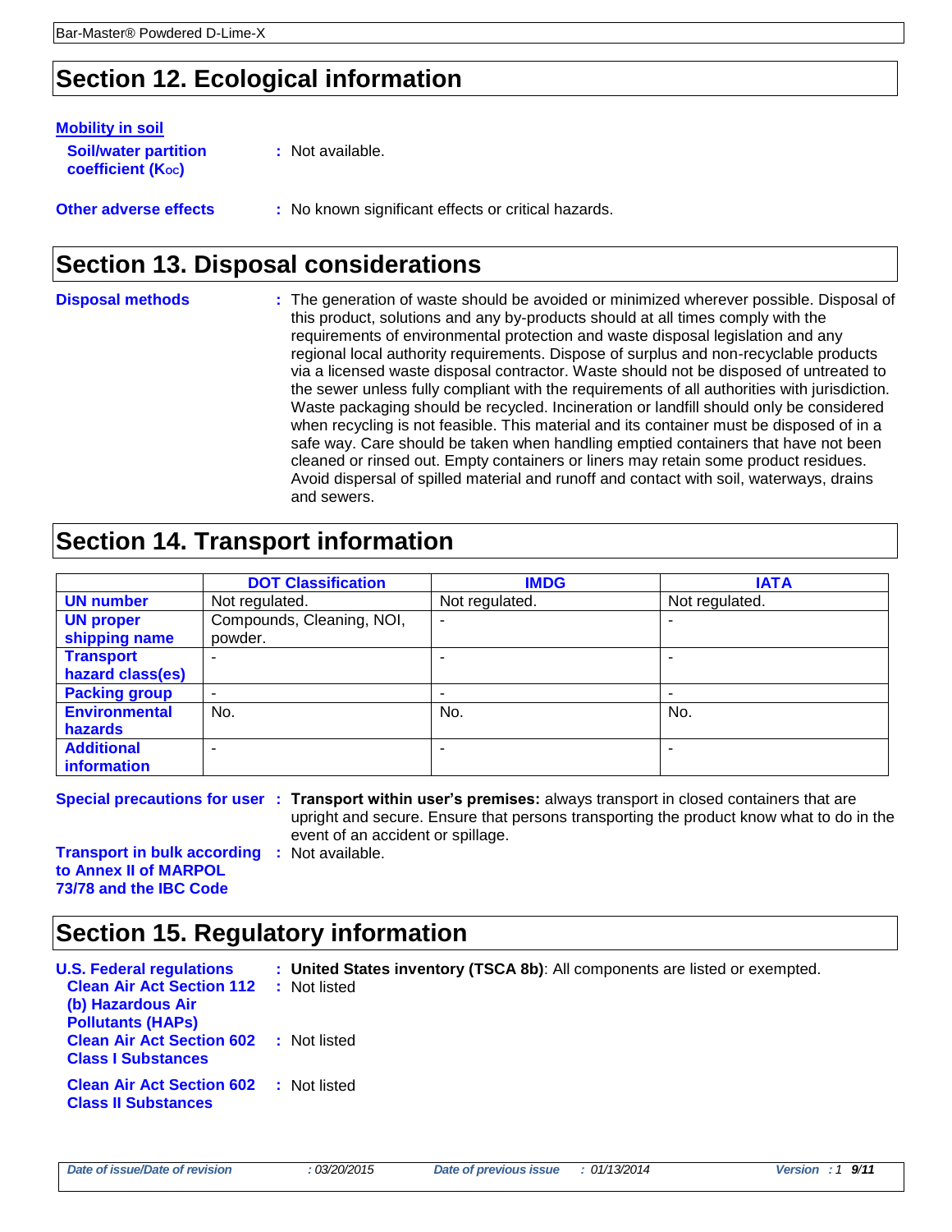## Section 12. Ecological information

**Mobility in soil**

**Soil/water partition coefficient ($K_{OC}$)** : Not available.

**Other adverse effects** : No known significant effects or critical hazards.

## Section 13. Disposal considerations

**Disposal methods** : The generation of waste should be avoided or minimized wherever possible. Disposal of this product, solutions and any by-products should at all times comply with the requirements of environmental protection and waste disposal legislation and any regional local authority requirements. Dispose of surplus and non-recyclable products via a licensed waste disposal contractor. Waste should not be disposed of untreated to the sewer unless fully compliant with the requirements of all authorities with jurisdiction. Waste packaging should be recycled. Incineration or landfill should only be considered when recycling is not feasible. This material and its container must be disposed of in a safe way. Care should be taken when handling emptied containers that have not been cleaned or rinsed out. Empty containers or liners may retain some product residues. Avoid dispersal of spilled material and runoff and contact with soil, waterways, drains and sewers.

## Section 14. Transport information

| | DOT Classification | IMDG | IATA |
|---|---|---|---|
| **UN number** | Not regulated. | Not regulated. | Not regulated. |
| **UN proper shipping name** | Compounds, Cleaning, NOI, powder. | - | - |
| **Transport hazard class(es)** | - | - | - |
| **Packing group** | - | - | - |
| **Environmental hazards** | No. | No. | No. |
| **Additional information** | - | - | - |

**Special precautions for user** : **Transport within user's premises:** always transport in closed containers that are upright and secure. Ensure that persons transporting the product know what to do in the event of an accident or spillage.

**Transport in bulk according to Annex II of MARPOL 73/78 and the IBC Code** : Not available.

## Section 15. Regulatory information

**U.S. Federal regulations** : **United States inventory (TSCA 8b)**: All components are listed or exempted.

**Clean Air Act Section 112 (b) Hazardous Air Pollutants (HAPs)** : Not listed

**Clean Air Act Section 602 Class I Substances** : Not listed

**Clean Air Act Section 602 Class II Substances** : Not listed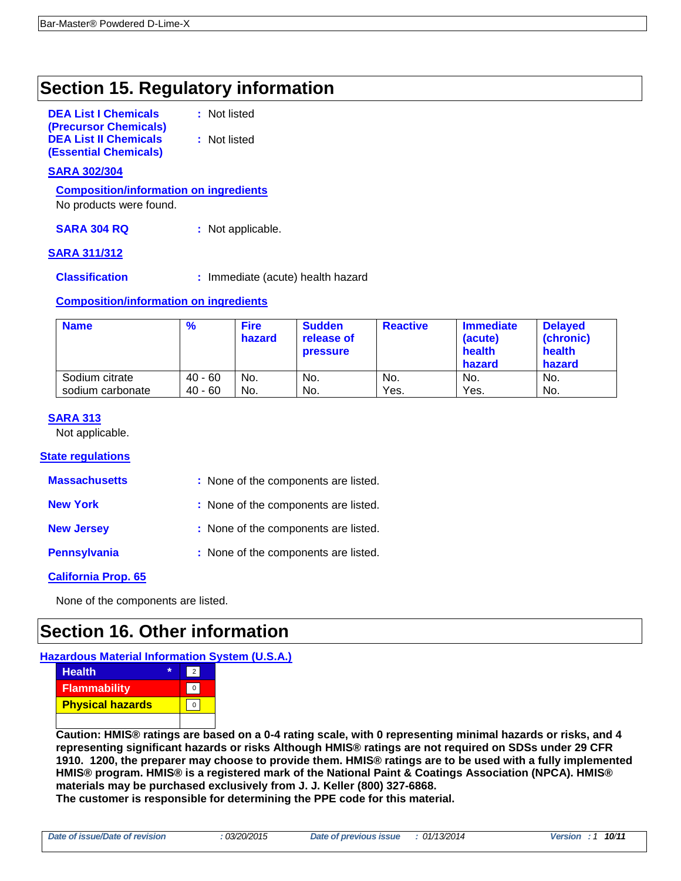## Section 15. Regulatory information

**DEA List I Chemicals (Precursor Chemicals)** : Not listed

**DEA List II Chemicals (Essential Chemicals)** : Not listed

**SARA 302/304**

**Composition/information on ingredients**

No products were found.

**SARA 304 RQ** : Not applicable.

**SARA 311/312**

**Classification** : Immediate (acute) health hazard

**Composition/information on ingredients**

| Name | % | Fire hazard | Sudden release of pressure | Reactive | Immediate (acute) health hazard | Delayed (chronic) health hazard |
|---|---|---|---|---|---|---|
| Sodium citrate | 40 - 60 | No. | No. | No. | No. | No. |
| sodium carbonate | 40 - 60 | No. | No. | Yes. | Yes. | No. |

**SARA 313**

Not applicable.

**State regulations**

**Massachusetts** : None of the components are listed.

**New York** : None of the components are listed.

**New Jersey** : None of the components are listed.

**Pennsylvania** : None of the components are listed.

**California Prop. 65**

None of the components are listed.

## Section 16. Other information

**Hazardous Material Information System (U.S.A.)**

| | |
|---|---|
| Health * | 2 |
| Flammability | 0 |
| Physical hazards | 0 |
| | |

**Caution: HMIS® ratings are based on a 0-4 rating scale, with 0 representing minimal hazards or risks, and 4 representing significant hazards or risks Although HMIS® ratings are not required on SDSs under 29 CFR 1910. 1200, the preparer may choose to provide them. HMIS® ratings are to be used with a fully implemented HMIS® program. HMIS® is a registered mark of the National Paint & Coatings Association (NPCA). HMIS® materials may be purchased exclusively from J. J. Keller (800) 327-6868.**

**The customer is responsible for determining the PPE code for this material.**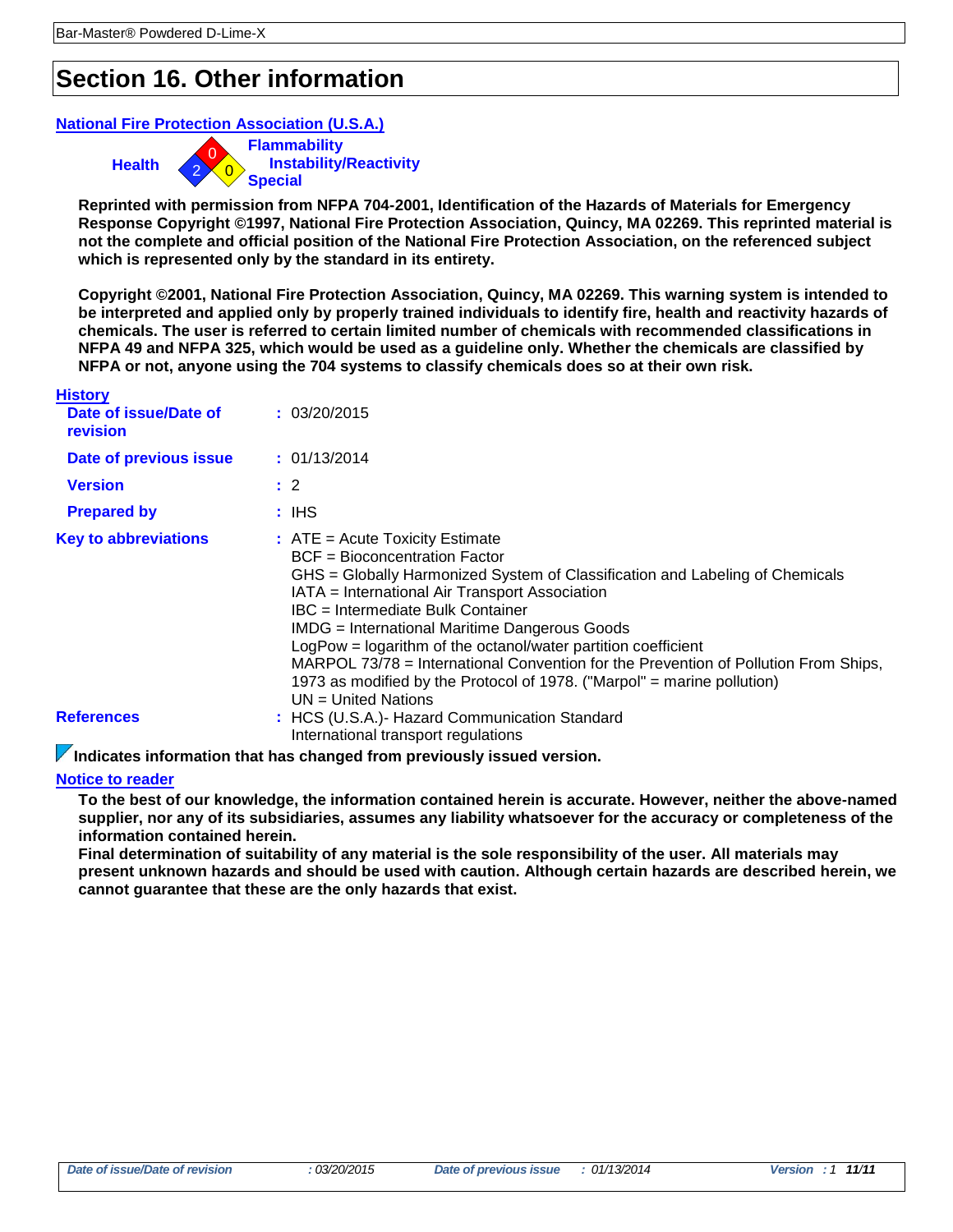# Section 16. Other information

**National Fire Protection Association (U.S.A.)**

Health 2
Flammability 0
Instability/Reactivity 0
Special

**Reprinted with permission from NFPA 704-2001, Identification of the Hazards of Materials for Emergency Response Copyright ©1997, National Fire Protection Association, Quincy, MA 02269. This reprinted material is not the complete and official position of the National Fire Protection Association, on the referenced subject which is represented only by the standard in its entirety.**

**Copyright ©2001, National Fire Protection Association, Quincy, MA 02269. This warning system is intended to be interpreted and applied only by properly trained individuals to identify fire, health and reactivity hazards of chemicals. The user is referred to certain limited number of chemicals with recommended classifications in NFPA 49 and NFPA 325, which would be used as a guideline only. Whether the chemicals are classified by NFPA or not, anyone using the 704 systems to classify chemicals does so at their own risk.**

**History**

**Date of issue/Date of revision** : 03/20/2015

**Date of previous issue** : 01/13/2014

**Version** : 2

**Prepared by** : IHS

**Key to abbreviations** : ATE = Acute Toxicity Estimate
BCF = Bioconcentration Factor
GHS = Globally Harmonized System of Classification and Labeling of Chemicals
IATA = International Air Transport Association
IBC = Intermediate Bulk Container
IMDG = International Maritime Dangerous Goods
LogPow = logarithm of the octanol/water partition coefficient
MARPOL 73/78 = International Convention for the Prevention of Pollution From Ships, 1973 as modified by the Protocol of 1978. ("Marpol" = marine pollution)
UN = United Nations

**References** : HCS (U.S.A.)- Hazard Communication Standard
International transport regulations

**Indicates information that has changed from previously issued version.**

**Notice to reader**

**To the best of our knowledge, the information contained herein is accurate. However, neither the above-named supplier, nor any of its subsidiaries, assumes any liability whatsoever for the accuracy or completeness of the information contained herein.**
**Final determination of suitability of any material is the sole responsibility of the user. All materials may present unknown hazards and should be used with caution. Although certain hazards are described herein, we cannot guarantee that these are the only hazards that exist.**